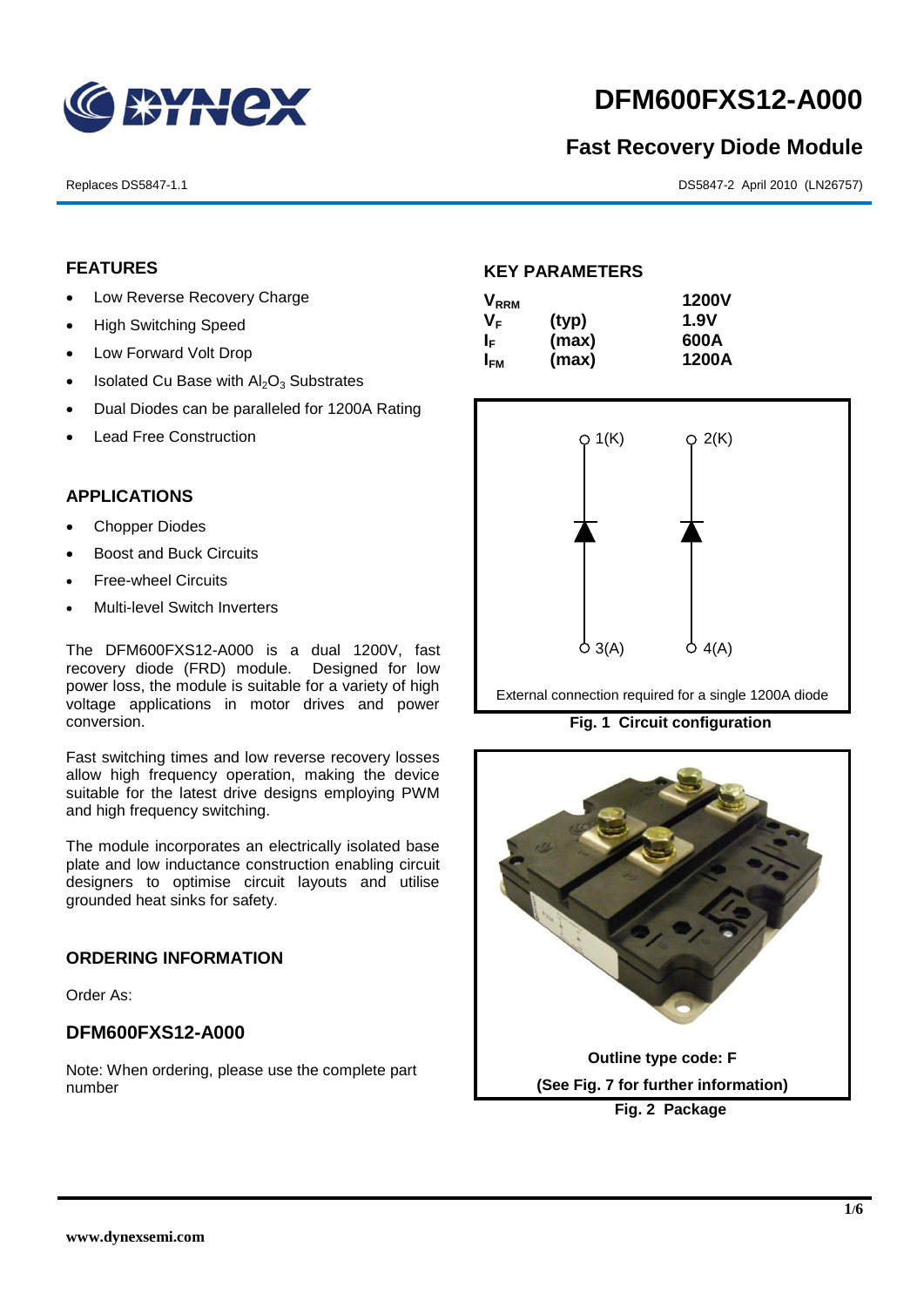# DFM600FXS12-A000

## Fast Recovery Diode Module

Replaces DS5847-1.1

DS5847-2 April 2010 (LN26757)

## FEATURES

- Low Reverse Recovery Charge
- High Switching Speed
- Low Forward Volt Drop
- Isolated Cu Base with $Al_2O_3$ Substrates
- Dual Diodes can be paralleled for 1200A Rating
- Lead Free Construction

## APPLICATIONS

- Chopper Diodes
- Boost and Buck Circuits
- Free-wheel Circuits
- Multi-level Switch Inverters

The DFM600FXS12-A000 is a dual 1200V, fast recovery diode (FRD) module. Designed for low power loss, the module is suitable for a variety of high voltage applications in motor drives and power conversion.

Fast switching times and low reverse recovery losses allow high frequency operation, making the device suitable for the latest drive designs employing PWM and high frequency switching.

The module incorporates an electrically isolated base plate and low inductance construction enabling circuit designers to optimise circuit layouts and utilise grounded heat sinks for safety.

## ORDERING INFORMATION

Order As:

### DFM600FXS12-A000

Note: When ordering, please use the complete part number

## KEY PARAMETERS

| | | |
|---|---|---|
| $V_{RRM}$ | | 1200V |
| $V_F$ | (typ) | 1.9V |
| $I_F$ | (max) | 600A |
| $I_{FM}$ | (max) | 1200A |

1(K) 2(K) 3(A) 4(A)

External connection required for a single 1200A diode

**Fig. 1 Circuit configuration**

**Outline type code: F**

**(See Fig. 7 for further information)**

**Fig. 2 Package**

www.dynexsemi.com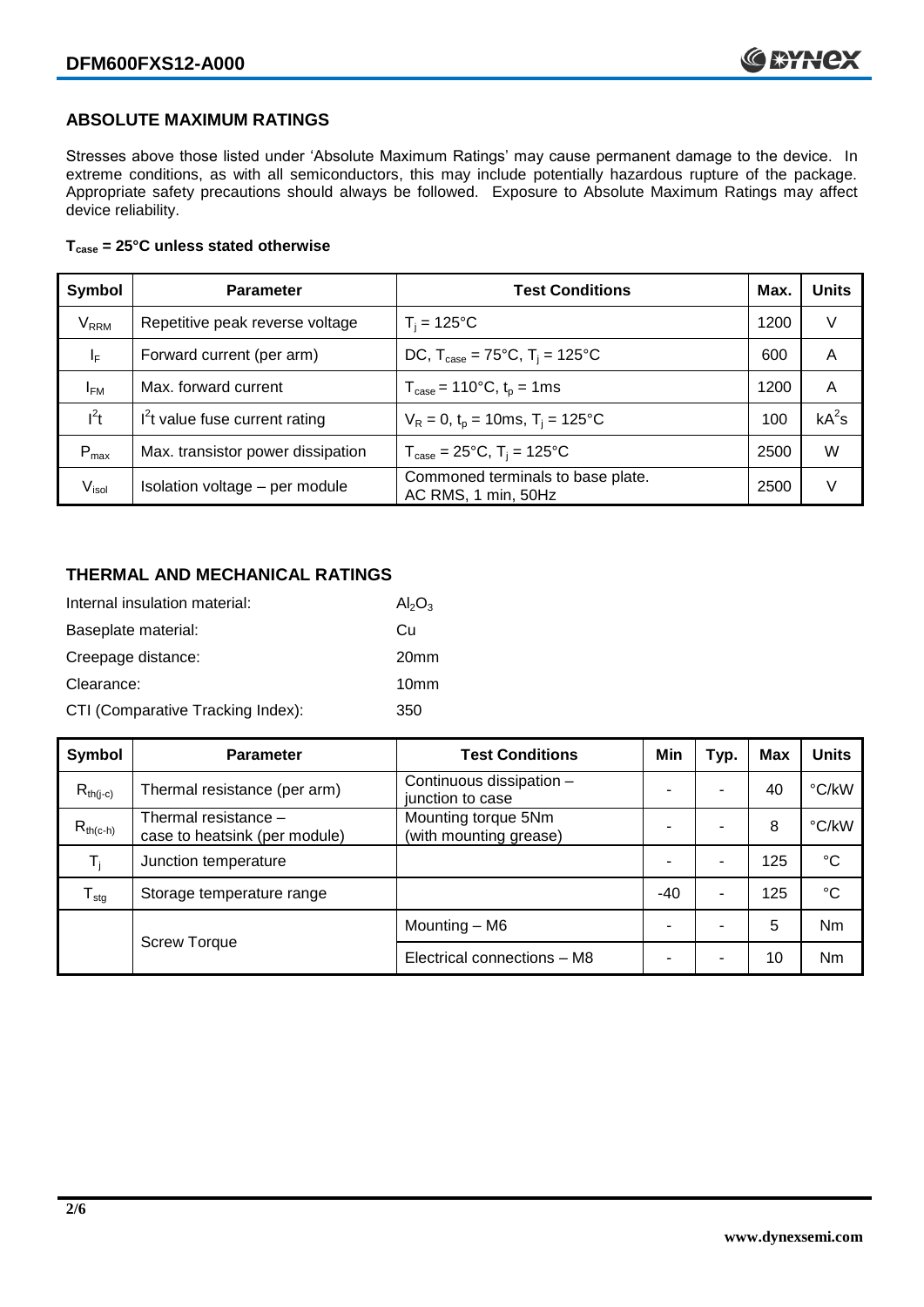## ABSOLUTE MAXIMUM RATINGS

Stresses above those listed under 'Absolute Maximum Ratings' may cause permanent damage to the device. In extreme conditions, as with all semiconductors, this may include potentially hazardous rupture of the package. Appropriate safety precautions should always be followed. Exposure to Absolute Maximum Ratings may affect device reliability.

**$T_{case}$ = 25°C unless stated otherwise**

| Symbol | Parameter | Test Conditions | Max. | Units |
|---|---|---|---|---|
| $V_{RRM}$ | Repetitive peak reverse voltage | $T_j$ = 125°C | 1200 | V |
| $I_F$ | Forward current (per arm) | DC, $T_{case}$ = 75°C, $T_j$ = 125°C | 600 | A |
| $I_{FM}$ | Max. forward current | $T_{case}$ = 110°C, $t_p$ = 1ms | 1200 | A |
| $I^2t$ | $I^2t$ value fuse current rating | $V_R$ = 0, $t_p$ = 10ms, $T_j$ = 125°C | 100 | $kA^2s$ |
| $P_{max}$ | Max. transistor power dissipation | $T_{case}$ = 25°C, $T_j$ = 125°C | 2500 | W |
| $V_{isol}$ | Isolation voltage – per module | Commoned terminals to base plate. AC RMS, 1 min, 50Hz | 2500 | V |

## THERMAL AND MECHANICAL RATINGS

Internal insulation material: $Al_2O_3$

Baseplate material: Cu

Creepage distance: 20mm

Clearance: 10mm

CTI (Comparative Tracking Index): 350

| Symbol | Parameter | Test Conditions | Min | Typ. | Max | Units |
|---|---|---|---|---|---|---|
| $R_{th(j-c)}$ | Thermal resistance (per arm) | Continuous dissipation – junction to case | - | - | 40 | °C/kW |
| $R_{th(c-h)}$ | Thermal resistance – case to heatsink (per module) | Mounting torque 5Nm (with mounting grease) | - | - | 8 | °C/kW |
| $T_j$ | Junction temperature | | - | - | 125 | °C |
| $T_{stg}$ | Storage temperature range | | -40 | - | 125 | °C |
| | Screw Torque | Mounting – M6 | - | - | 5 | Nm |
| | | Electrical connections – M8 | - | - | 10 | Nm |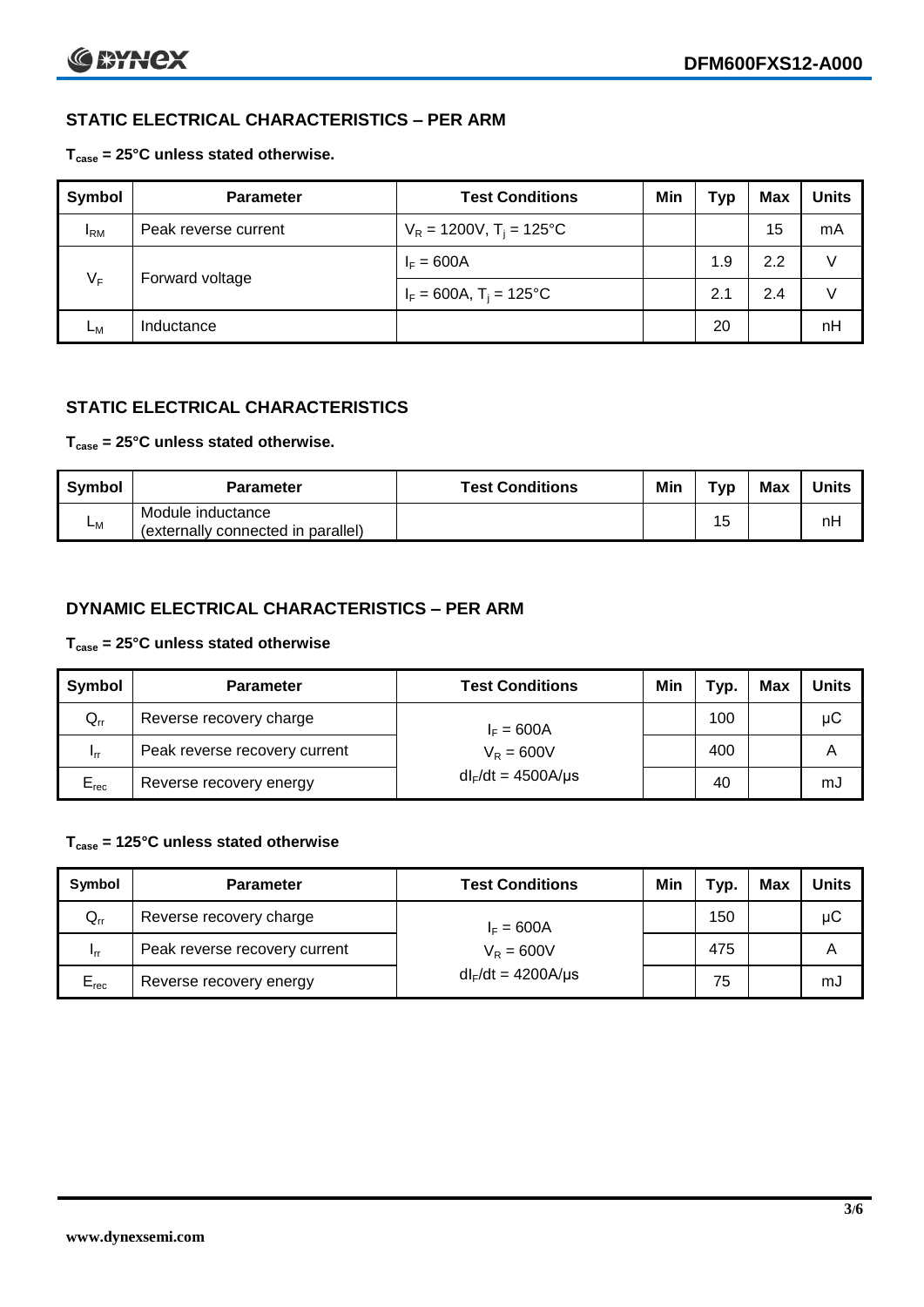## STATIC ELECTRICAL CHARACTERISTICS – PER ARM

**$T_{case}$ = 25°C unless stated otherwise.**

| Symbol | Parameter | Test Conditions | Min | Typ | Max | Units |
|---|---|---|---|---|---|---|
| $I_{RM}$ | Peak reverse current | $V_R$ = 1200V, $T_j$ = 125°C | | | 15 | mA |
| $V_F$ | Forward voltage | $I_F$ = 600A | | 1.9 | 2.2 | V |
| | | $I_F$ = 600A, $T_j$ = 125°C | | 2.1 | 2.4 | V |
| $L_M$ | Inductance | | | 20 | | nH |

## STATIC ELECTRICAL CHARACTERISTICS

**$T_{case}$ = 25°C unless stated otherwise.**

| Symbol | Parameter | Test Conditions | Min | Typ | Max | Units |
|---|---|---|---|---|---|---|
| $L_M$ | Module inductance (externally connected in parallel) | | | 15 | | nH |

## DYNAMIC ELECTRICAL CHARACTERISTICS – PER ARM

**$T_{case}$ = 25°C unless stated otherwise**

| Symbol | Parameter | Test Conditions | Min | Typ. | Max | Units |
|---|---|---|---|---|---|---|
| $Q_{rr}$ | Reverse recovery charge | $I_F$ = 600A | | 100 | | μC |
| $I_{rr}$ | Peak reverse recovery current | $V_R$ = 600V | | 400 | | A |
| $E_{rec}$ | Reverse recovery energy | $dI_F/dt$ = 4500A/μs | | 40 | | mJ |

**$T_{case}$ = 125°C unless stated otherwise**

| Symbol | Parameter | Test Conditions | Min | Typ. | Max | Units |
|---|---|---|---|---|---|---|
| $Q_{rr}$ | Reverse recovery charge | $I_F$ = 600A | | 150 | | μC |
| $I_{rr}$ | Peak reverse recovery current | $V_R$ = 600V | | 475 | | A |
| $E_{rec}$ | Reverse recovery energy | $dI_F/dt$ = 4200A/μs | | 75 | | mJ |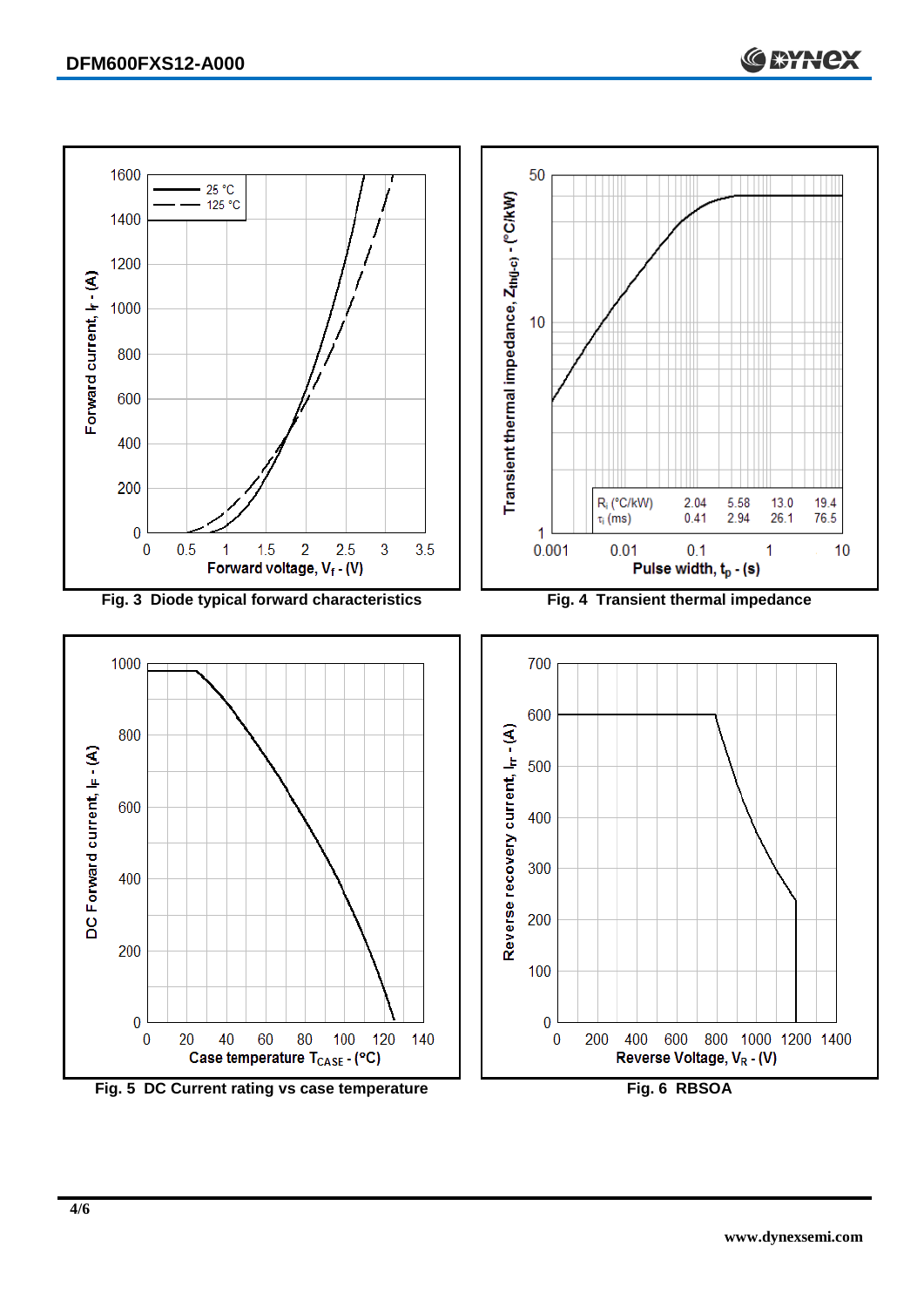Fig. 3 Diode typical forward characteristics

Fig. 4 Transient thermal impedance

| $R_i$ (°C/kW) | 2.04 | 5.58 | 13.0 | 19.4 |
|---|---|---|---|---|
| $\tau_i$ (ms) | 0.41 | 2.94 | 26.1 | 76.5 |

Fig. 5 DC Current rating vs case temperature

Fig. 6 RBSOA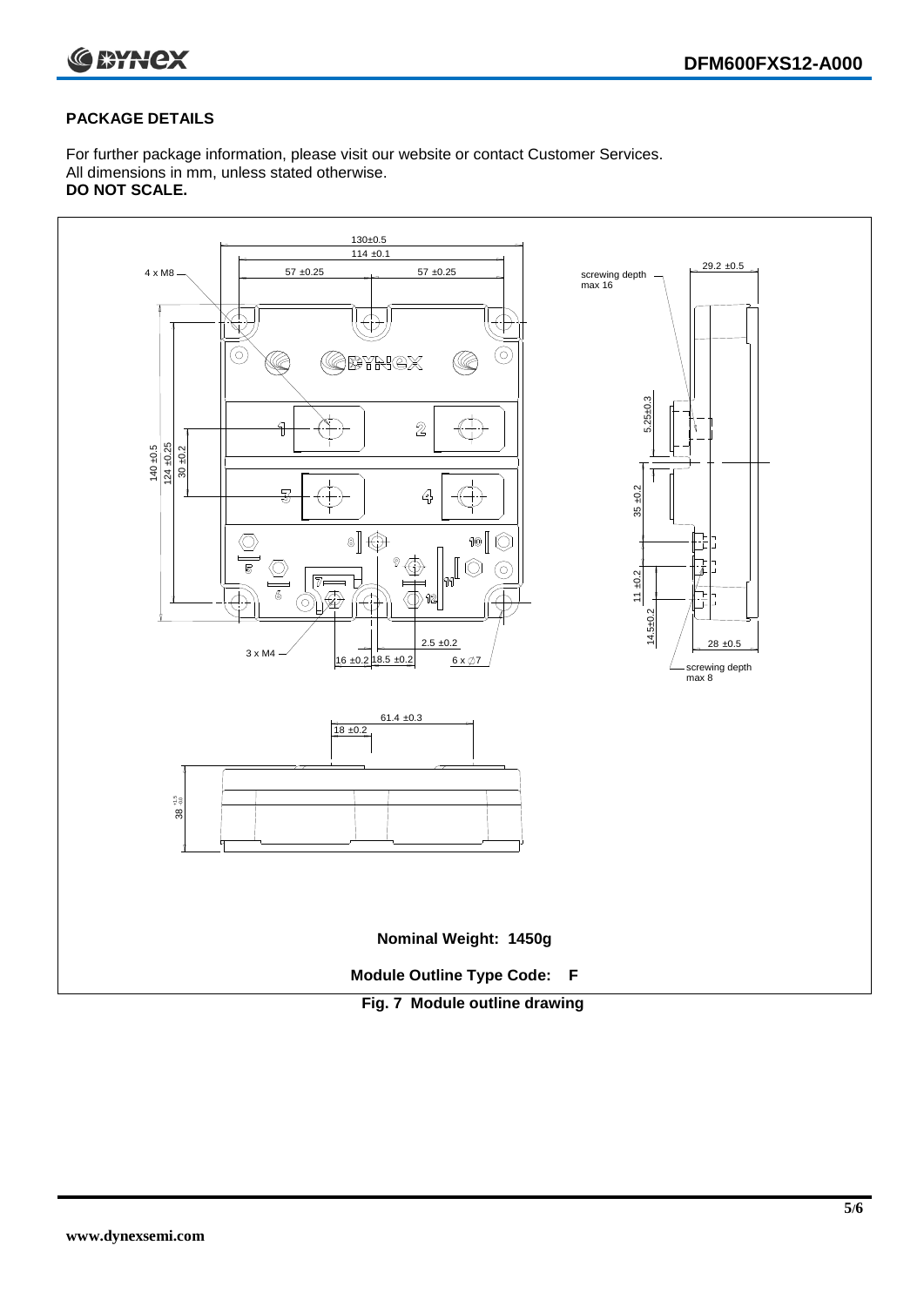## PACKAGE DETAILS

For further package information, please visit our website or contact Customer Services.
All dimensions in mm, unless stated otherwise.
**DO NOT SCALE.**

**Nominal Weight: 1450g**

**Module Outline Type Code: F**

**Fig. 7 Module outline drawing**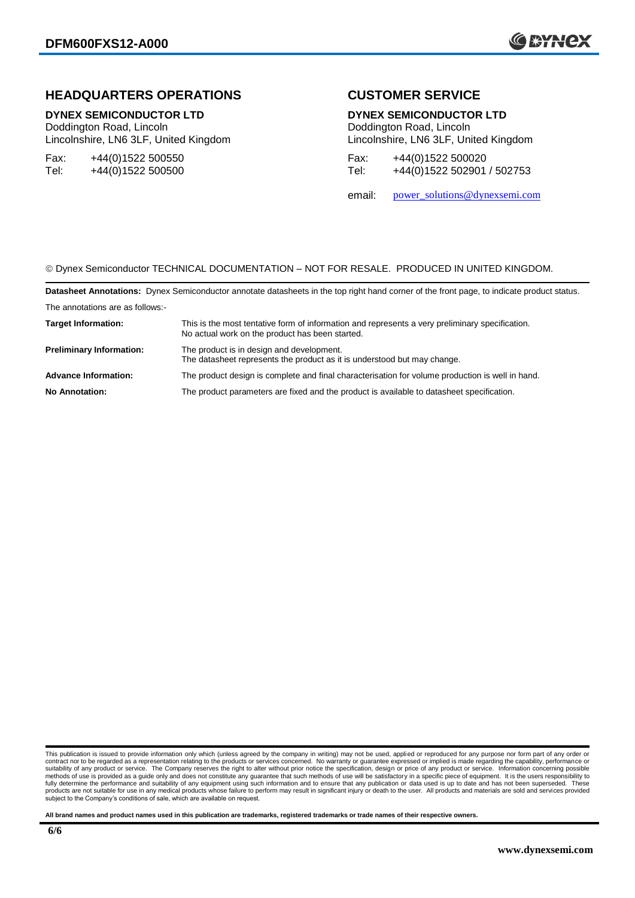## HEADQUARTERS OPERATIONS

**DYNEX SEMICONDUCTOR LTD**
Doddington Road, Lincoln
Lincolnshire, LN6 3LF, United Kingdom

Fax: +44(0)1522 500550
Tel: +44(0)1522 500500

## CUSTOMER SERVICE

**DYNEX SEMICONDUCTOR LTD**
Doddington Road, Lincoln
Lincolnshire, LN6 3LF, United Kingdom

Fax: +44(0)1522 500020
Tel: +44(0)1522 502901 / 502753

email: power_solutions@dynexsemi.com

© Dynex Semiconductor TECHNICAL DOCUMENTATION – NOT FOR RESALE. PRODUCED IN UNITED KINGDOM.

**Datasheet Annotations:** Dynex Semiconductor annotate datasheets in the top right hand corner of the front page, to indicate product status.

The annotations are as follows:-

| | |
|---|---|
| **Target Information:** | This is the most tentative form of information and represents a very preliminary specification. No actual work on the product has been started. |
| **Preliminary Information:** | The product is in design and development. The datasheet represents the product as it is understood but may change. |
| **Advance Information:** | The product design is complete and final characterisation for volume production is well in hand. |
| **No Annotation:** | The product parameters are fixed and the product is available to datasheet specification. |

This publication is issued to provide information only which (unless agreed by the company in writing) may not be used, applied or reproduced for any purpose nor form part of any order or contract nor to be regarded as a representation relating to the products or services concerned. No warranty or guarantee expressed or implied is made regarding the capability, performance or suitability of any product or service. The Company reserves the right to alter without prior notice the specification, design or price of any product or service. Information concerning possible methods of use is provided as a guide only and does not constitute any guarantee that such methods of use will be satisfactory in a specific piece of equipment. It is the users responsibility to fully determine the performance and suitability of any equipment using such information and to ensure that any publication or data used is up to date and has not been superseded. These products are not suitable for use in any medical products whose failure to perform may result in significant injury or death to the user. All products and materials are sold and services provided subject to the Company's conditions of sale, which are available on request.

**All brand names and product names used in this publication are trademarks, registered trademarks or trade names of their respective owners.**